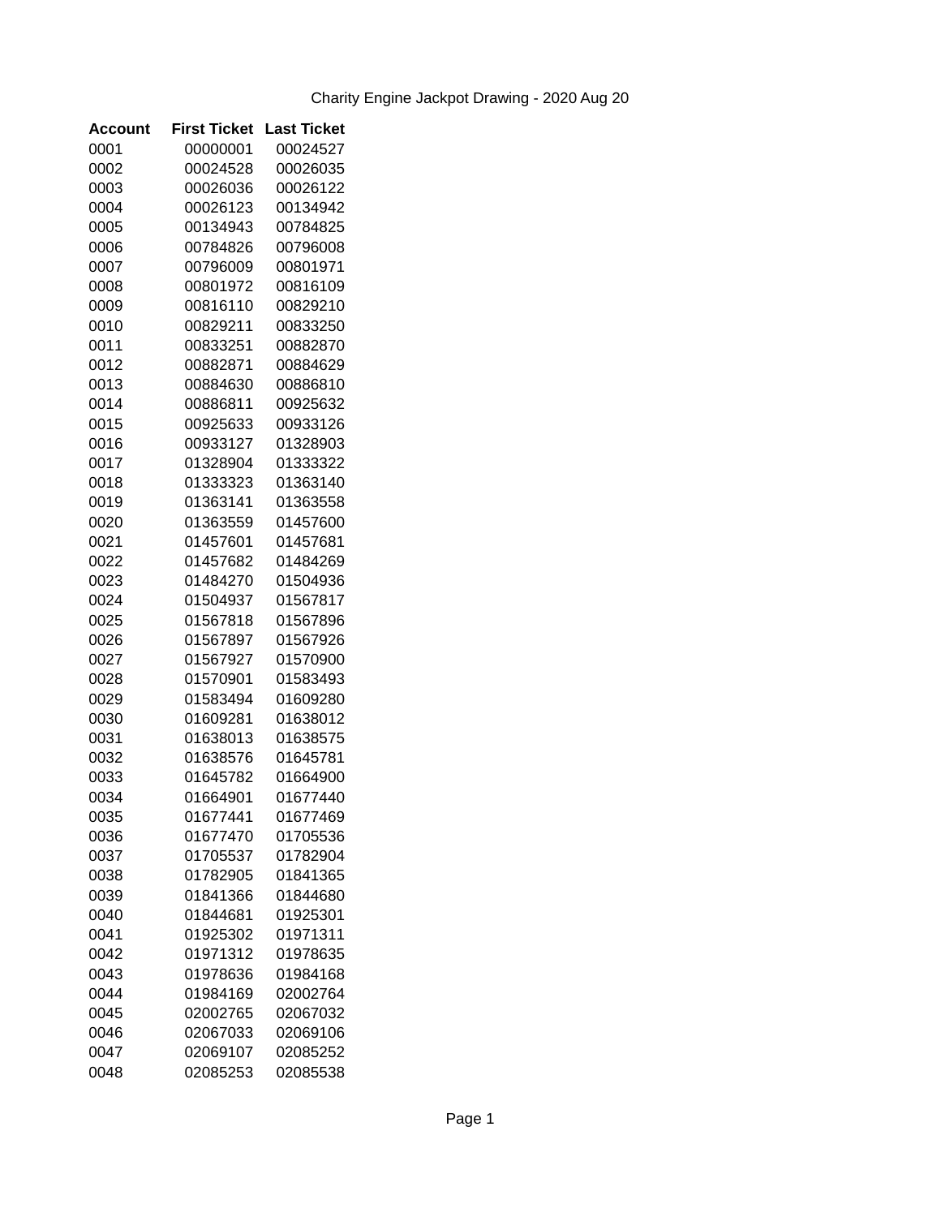Charity Engine Jackpot Drawing - 2020 Aug 20

| Account | First Ticket | Last Ticket |
|---|---|---|
| 0001 | 00000001 | 00024527 |
| 0002 | 00024528 | 00026035 |
| 0003 | 00026036 | 00026122 |
| 0004 | 00026123 | 00134942 |
| 0005 | 00134943 | 00784825 |
| 0006 | 00784826 | 00796008 |
| 0007 | 00796009 | 00801971 |
| 0008 | 00801972 | 00816109 |
| 0009 | 00816110 | 00829210 |
| 0010 | 00829211 | 00833250 |
| 0011 | 00833251 | 00882870 |
| 0012 | 00882871 | 00884629 |
| 0013 | 00884630 | 00886810 |
| 0014 | 00886811 | 00925632 |
| 0015 | 00925633 | 00933126 |
| 0016 | 00933127 | 01328903 |
| 0017 | 01328904 | 01333322 |
| 0018 | 01333323 | 01363140 |
| 0019 | 01363141 | 01363558 |
| 0020 | 01363559 | 01457600 |
| 0021 | 01457601 | 01457681 |
| 0022 | 01457682 | 01484269 |
| 0023 | 01484270 | 01504936 |
| 0024 | 01504937 | 01567817 |
| 0025 | 01567818 | 01567896 |
| 0026 | 01567897 | 01567926 |
| 0027 | 01567927 | 01570900 |
| 0028 | 01570901 | 01583493 |
| 0029 | 01583494 | 01609280 |
| 0030 | 01609281 | 01638012 |
| 0031 | 01638013 | 01638575 |
| 0032 | 01638576 | 01645781 |
| 0033 | 01645782 | 01664900 |
| 0034 | 01664901 | 01677440 |
| 0035 | 01677441 | 01677469 |
| 0036 | 01677470 | 01705536 |
| 0037 | 01705537 | 01782904 |
| 0038 | 01782905 | 01841365 |
| 0039 | 01841366 | 01844680 |
| 0040 | 01844681 | 01925301 |
| 0041 | 01925302 | 01971311 |
| 0042 | 01971312 | 01978635 |
| 0043 | 01978636 | 01984168 |
| 0044 | 01984169 | 02002764 |
| 0045 | 02002765 | 02067032 |
| 0046 | 02067033 | 02069106 |
| 0047 | 02069107 | 02085252 |
| 0048 | 02085253 | 02085538 |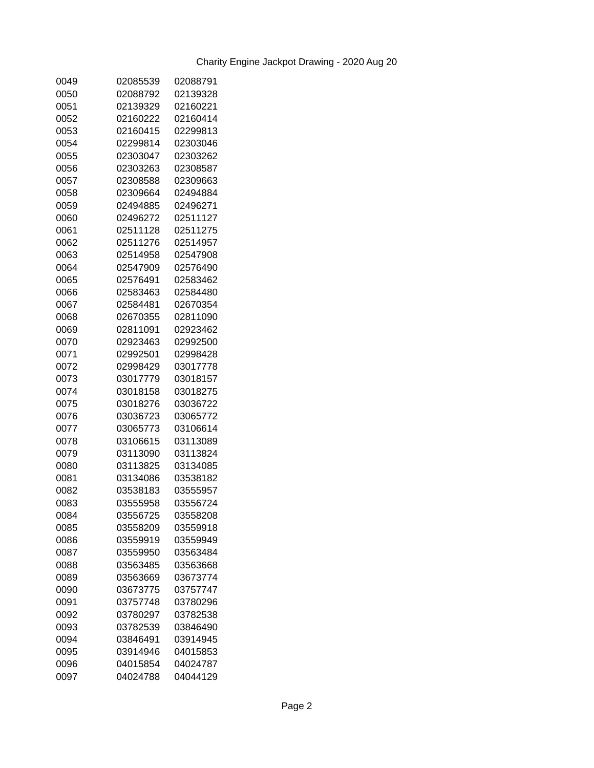Charity Engine Jackpot Drawing - 2020 Aug 20

| | | |
|---|---|---|
| 0049 | 02085539 | 02088791 |
| 0050 | 02088792 | 02139328 |
| 0051 | 02139329 | 02160221 |
| 0052 | 02160222 | 02160414 |
| 0053 | 02160415 | 02299813 |
| 0054 | 02299814 | 02303046 |
| 0055 | 02303047 | 02303262 |
| 0056 | 02303263 | 02308587 |
| 0057 | 02308588 | 02309663 |
| 0058 | 02309664 | 02494884 |
| 0059 | 02494885 | 02496271 |
| 0060 | 02496272 | 02511127 |
| 0061 | 02511128 | 02511275 |
| 0062 | 02511276 | 02514957 |
| 0063 | 02514958 | 02547908 |
| 0064 | 02547909 | 02576490 |
| 0065 | 02576491 | 02583462 |
| 0066 | 02583463 | 02584480 |
| 0067 | 02584481 | 02670354 |
| 0068 | 02670355 | 02811090 |
| 0069 | 02811091 | 02923462 |
| 0070 | 02923463 | 02992500 |
| 0071 | 02992501 | 02998428 |
| 0072 | 02998429 | 03017778 |
| 0073 | 03017779 | 03018157 |
| 0074 | 03018158 | 03018275 |
| 0075 | 03018276 | 03036722 |
| 0076 | 03036723 | 03065772 |
| 0077 | 03065773 | 03106614 |
| 0078 | 03106615 | 03113089 |
| 0079 | 03113090 | 03113824 |
| 0080 | 03113825 | 03134085 |
| 0081 | 03134086 | 03538182 |
| 0082 | 03538183 | 03555957 |
| 0083 | 03555958 | 03556724 |
| 0084 | 03556725 | 03558208 |
| 0085 | 03558209 | 03559918 |
| 0086 | 03559919 | 03559949 |
| 0087 | 03559950 | 03563484 |
| 0088 | 03563485 | 03563668 |
| 0089 | 03563669 | 03673774 |
| 0090 | 03673775 | 03757747 |
| 0091 | 03757748 | 03780296 |
| 0092 | 03780297 | 03782538 |
| 0093 | 03782539 | 03846490 |
| 0094 | 03846491 | 03914945 |
| 0095 | 03914946 | 04015853 |
| 0096 | 04015854 | 04024787 |
| 0097 | 04024788 | 04044129 |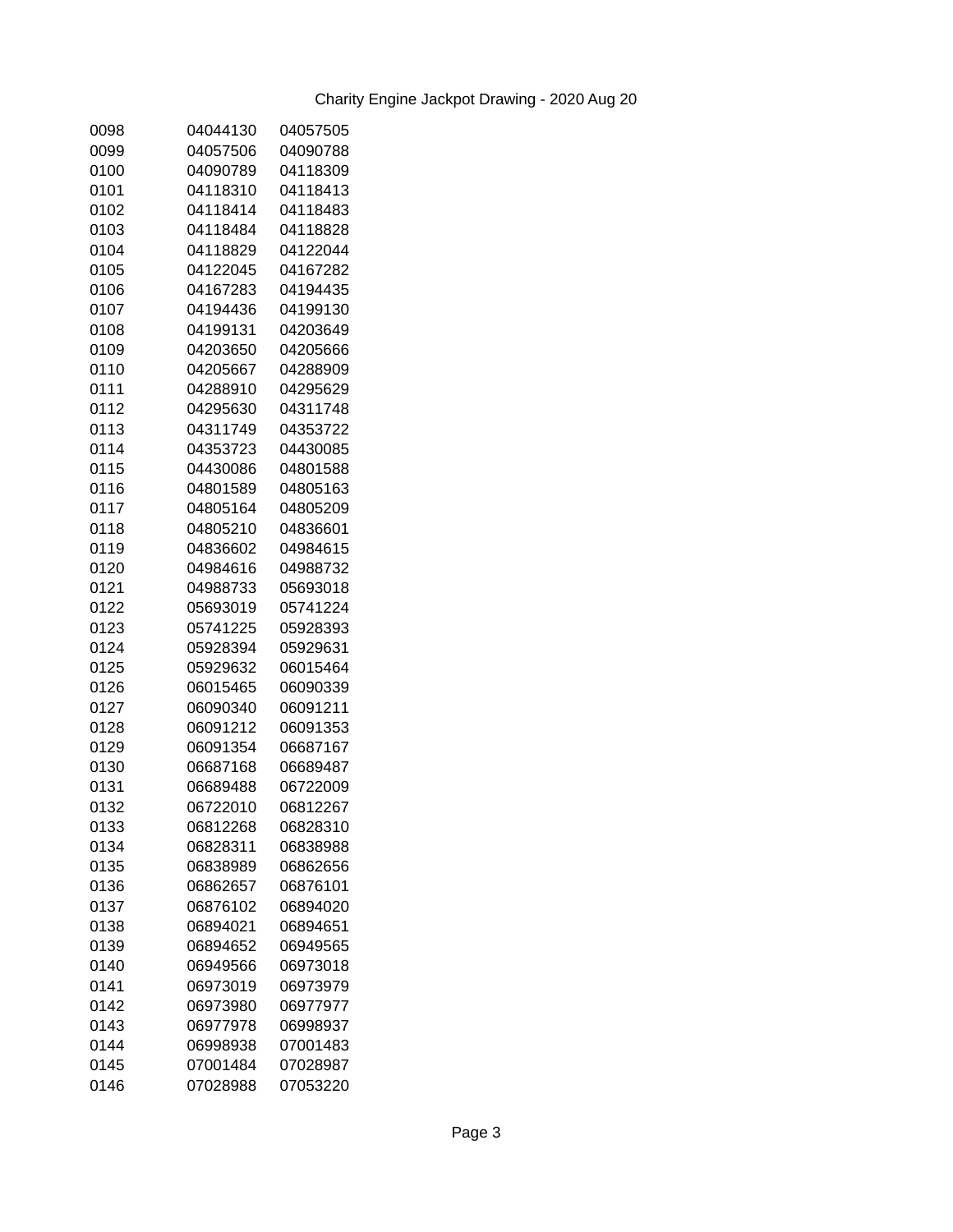Charity Engine Jackpot Drawing - 2020 Aug 20

| | | |
|---|---|---|
| 0098 | 04044130 | 04057505 |
| 0099 | 04057506 | 04090788 |
| 0100 | 04090789 | 04118309 |
| 0101 | 04118310 | 04118413 |
| 0102 | 04118414 | 04118483 |
| 0103 | 04118484 | 04118828 |
| 0104 | 04118829 | 04122044 |
| 0105 | 04122045 | 04167282 |
| 0106 | 04167283 | 04194435 |
| 0107 | 04194436 | 04199130 |
| 0108 | 04199131 | 04203649 |
| 0109 | 04203650 | 04205666 |
| 0110 | 04205667 | 04288909 |
| 0111 | 04288910 | 04295629 |
| 0112 | 04295630 | 04311748 |
| 0113 | 04311749 | 04353722 |
| 0114 | 04353723 | 04430085 |
| 0115 | 04430086 | 04801588 |
| 0116 | 04801589 | 04805163 |
| 0117 | 04805164 | 04805209 |
| 0118 | 04805210 | 04836601 |
| 0119 | 04836602 | 04984615 |
| 0120 | 04984616 | 04988732 |
| 0121 | 04988733 | 05693018 |
| 0122 | 05693019 | 05741224 |
| 0123 | 05741225 | 05928393 |
| 0124 | 05928394 | 05929631 |
| 0125 | 05929632 | 06015464 |
| 0126 | 06015465 | 06090339 |
| 0127 | 06090340 | 06091211 |
| 0128 | 06091212 | 06091353 |
| 0129 | 06091354 | 06687167 |
| 0130 | 06687168 | 06689487 |
| 0131 | 06689488 | 06722009 |
| 0132 | 06722010 | 06812267 |
| 0133 | 06812268 | 06828310 |
| 0134 | 06828311 | 06838988 |
| 0135 | 06838989 | 06862656 |
| 0136 | 06862657 | 06876101 |
| 0137 | 06876102 | 06894020 |
| 0138 | 06894021 | 06894651 |
| 0139 | 06894652 | 06949565 |
| 0140 | 06949566 | 06973018 |
| 0141 | 06973019 | 06973979 |
| 0142 | 06973980 | 06977977 |
| 0143 | 06977978 | 06998937 |
| 0144 | 06998938 | 07001483 |
| 0145 | 07001484 | 07028987 |
| 0146 | 07028988 | 07053220 |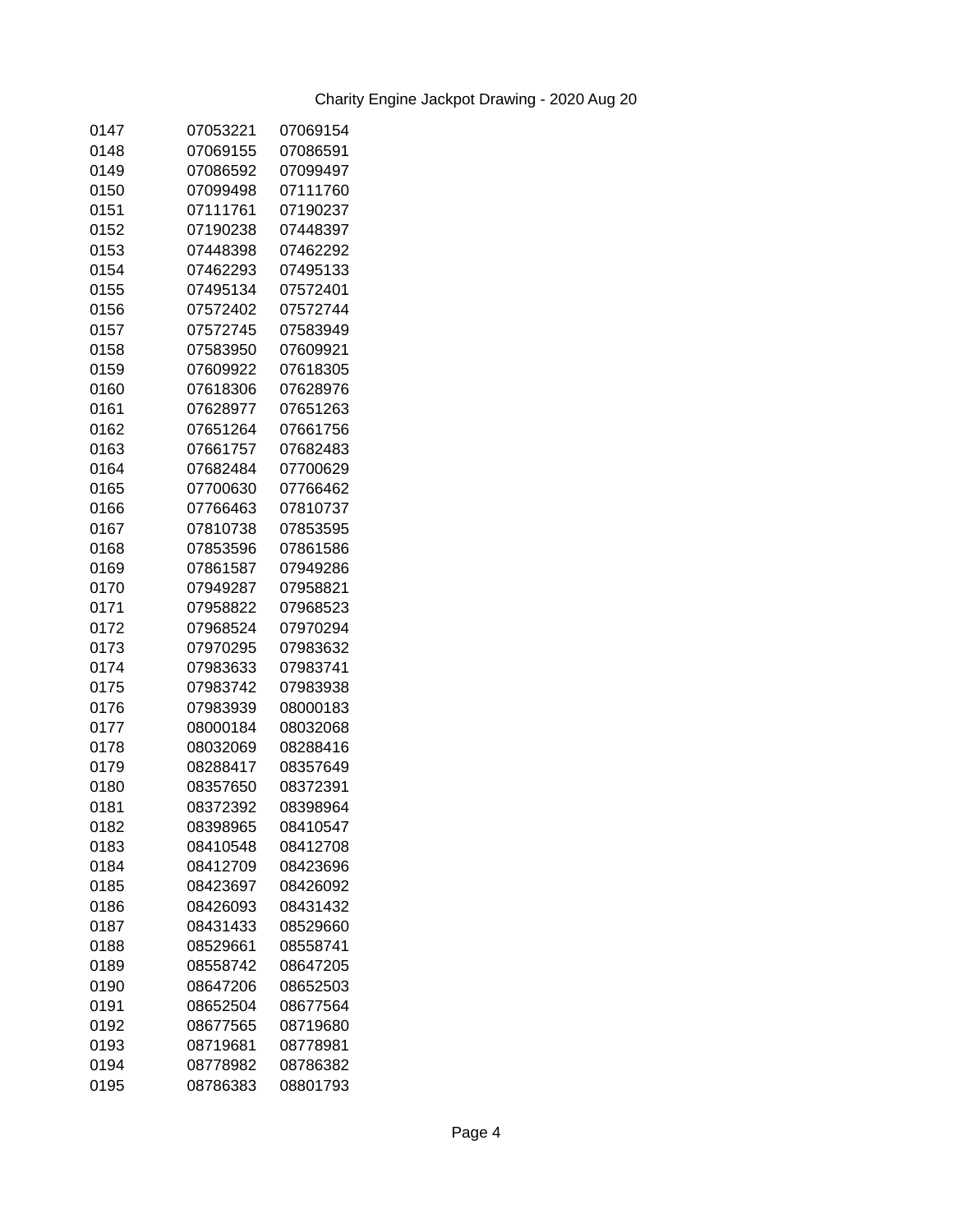Charity Engine Jackpot Drawing - 2020 Aug 20

| | | |
|---|---|---|
| 0147 | 07053221 | 07069154 |
| 0148 | 07069155 | 07086591 |
| 0149 | 07086592 | 07099497 |
| 0150 | 07099498 | 07111760 |
| 0151 | 07111761 | 07190237 |
| 0152 | 07190238 | 07448397 |
| 0153 | 07448398 | 07462292 |
| 0154 | 07462293 | 07495133 |
| 0155 | 07495134 | 07572401 |
| 0156 | 07572402 | 07572744 |
| 0157 | 07572745 | 07583949 |
| 0158 | 07583950 | 07609921 |
| 0159 | 07609922 | 07618305 |
| 0160 | 07618306 | 07628976 |
| 0161 | 07628977 | 07651263 |
| 0162 | 07651264 | 07661756 |
| 0163 | 07661757 | 07682483 |
| 0164 | 07682484 | 07700629 |
| 0165 | 07700630 | 07766462 |
| 0166 | 07766463 | 07810737 |
| 0167 | 07810738 | 07853595 |
| 0168 | 07853596 | 07861586 |
| 0169 | 07861587 | 07949286 |
| 0170 | 07949287 | 07958821 |
| 0171 | 07958822 | 07968523 |
| 0172 | 07968524 | 07970294 |
| 0173 | 07970295 | 07983632 |
| 0174 | 07983633 | 07983741 |
| 0175 | 07983742 | 07983938 |
| 0176 | 07983939 | 08000183 |
| 0177 | 08000184 | 08032068 |
| 0178 | 08032069 | 08288416 |
| 0179 | 08288417 | 08357649 |
| 0180 | 08357650 | 08372391 |
| 0181 | 08372392 | 08398964 |
| 0182 | 08398965 | 08410547 |
| 0183 | 08410548 | 08412708 |
| 0184 | 08412709 | 08423696 |
| 0185 | 08423697 | 08426092 |
| 0186 | 08426093 | 08431432 |
| 0187 | 08431433 | 08529660 |
| 0188 | 08529661 | 08558741 |
| 0189 | 08558742 | 08647205 |
| 0190 | 08647206 | 08652503 |
| 0191 | 08652504 | 08677564 |
| 0192 | 08677565 | 08719680 |
| 0193 | 08719681 | 08778981 |
| 0194 | 08778982 | 08786382 |
| 0195 | 08786383 | 08801793 |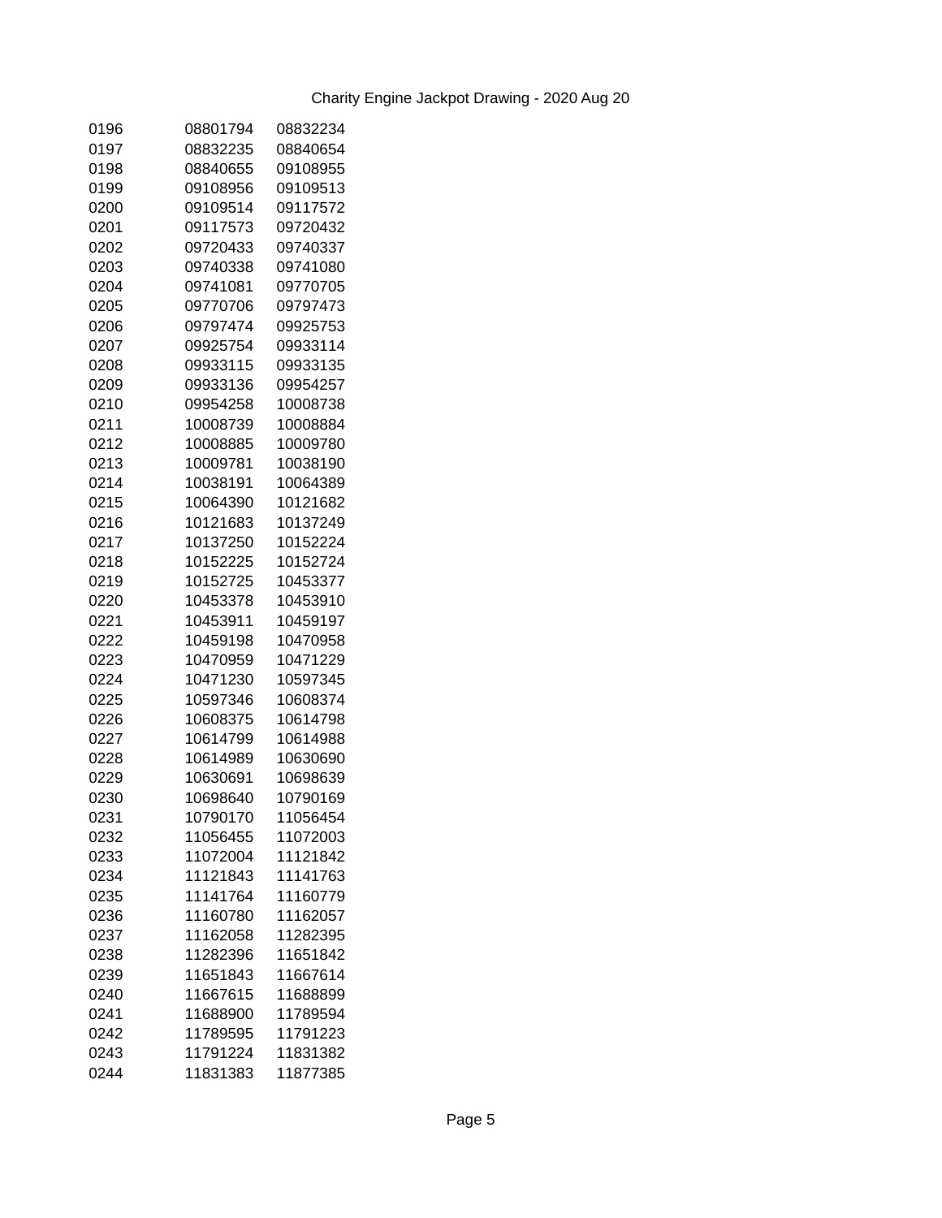Charity Engine Jackpot Drawing - 2020 Aug 20

| | | |
|---|---|---|
| 0196 | 08801794 | 08832234 |
| 0197 | 08832235 | 08840654 |
| 0198 | 08840655 | 09108955 |
| 0199 | 09108956 | 09109513 |
| 0200 | 09109514 | 09117572 |
| 0201 | 09117573 | 09720432 |
| 0202 | 09720433 | 09740337 |
| 0203 | 09740338 | 09741080 |
| 0204 | 09741081 | 09770705 |
| 0205 | 09770706 | 09797473 |
| 0206 | 09797474 | 09925753 |
| 0207 | 09925754 | 09933114 |
| 0208 | 09933115 | 09933135 |
| 0209 | 09933136 | 09954257 |
| 0210 | 09954258 | 10008738 |
| 0211 | 10008739 | 10008884 |
| 0212 | 10008885 | 10009780 |
| 0213 | 10009781 | 10038190 |
| 0214 | 10038191 | 10064389 |
| 0215 | 10064390 | 10121682 |
| 0216 | 10121683 | 10137249 |
| 0217 | 10137250 | 10152224 |
| 0218 | 10152225 | 10152724 |
| 0219 | 10152725 | 10453377 |
| 0220 | 10453378 | 10453910 |
| 0221 | 10453911 | 10459197 |
| 0222 | 10459198 | 10470958 |
| 0223 | 10470959 | 10471229 |
| 0224 | 10471230 | 10597345 |
| 0225 | 10597346 | 10608374 |
| 0226 | 10608375 | 10614798 |
| 0227 | 10614799 | 10614988 |
| 0228 | 10614989 | 10630690 |
| 0229 | 10630691 | 10698639 |
| 0230 | 10698640 | 10790169 |
| 0231 | 10790170 | 11056454 |
| 0232 | 11056455 | 11072003 |
| 0233 | 11072004 | 11121842 |
| 0234 | 11121843 | 11141763 |
| 0235 | 11141764 | 11160779 |
| 0236 | 11160780 | 11162057 |
| 0237 | 11162058 | 11282395 |
| 0238 | 11282396 | 11651842 |
| 0239 | 11651843 | 11667614 |
| 0240 | 11667615 | 11688899 |
| 0241 | 11688900 | 11789594 |
| 0242 | 11789595 | 11791223 |
| 0243 | 11791224 | 11831382 |
| 0244 | 11831383 | 11877385 |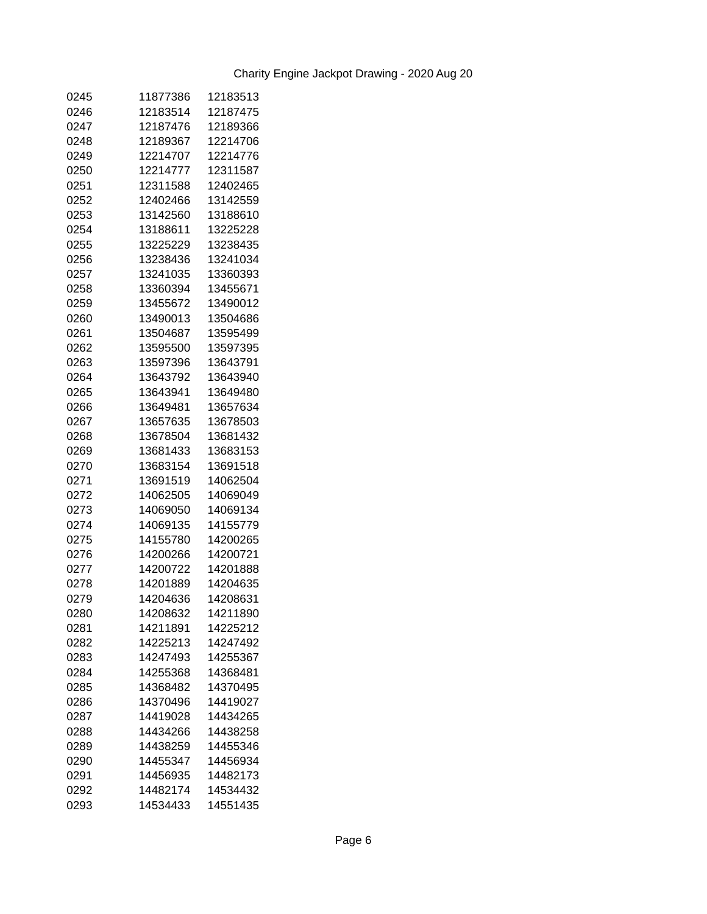Charity Engine Jackpot Drawing - 2020 Aug 20

| | | |
|---|---|---|
| 0245 | 11877386 | 12183513 |
| 0246 | 12183514 | 12187475 |
| 0247 | 12187476 | 12189366 |
| 0248 | 12189367 | 12214706 |
| 0249 | 12214707 | 12214776 |
| 0250 | 12214777 | 12311587 |
| 0251 | 12311588 | 12402465 |
| 0252 | 12402466 | 13142559 |
| 0253 | 13142560 | 13188610 |
| 0254 | 13188611 | 13225228 |
| 0255 | 13225229 | 13238435 |
| 0256 | 13238436 | 13241034 |
| 0257 | 13241035 | 13360393 |
| 0258 | 13360394 | 13455671 |
| 0259 | 13455672 | 13490012 |
| 0260 | 13490013 | 13504686 |
| 0261 | 13504687 | 13595499 |
| 0262 | 13595500 | 13597395 |
| 0263 | 13597396 | 13643791 |
| 0264 | 13643792 | 13643940 |
| 0265 | 13643941 | 13649480 |
| 0266 | 13649481 | 13657634 |
| 0267 | 13657635 | 13678503 |
| 0268 | 13678504 | 13681432 |
| 0269 | 13681433 | 13683153 |
| 0270 | 13683154 | 13691518 |
| 0271 | 13691519 | 14062504 |
| 0272 | 14062505 | 14069049 |
| 0273 | 14069050 | 14069134 |
| 0274 | 14069135 | 14155779 |
| 0275 | 14155780 | 14200265 |
| 0276 | 14200266 | 14200721 |
| 0277 | 14200722 | 14201888 |
| 0278 | 14201889 | 14204635 |
| 0279 | 14204636 | 14208631 |
| 0280 | 14208632 | 14211890 |
| 0281 | 14211891 | 14225212 |
| 0282 | 14225213 | 14247492 |
| 0283 | 14247493 | 14255367 |
| 0284 | 14255368 | 14368481 |
| 0285 | 14368482 | 14370495 |
| 0286 | 14370496 | 14419027 |
| 0287 | 14419028 | 14434265 |
| 0288 | 14434266 | 14438258 |
| 0289 | 14438259 | 14455346 |
| 0290 | 14455347 | 14456934 |
| 0291 | 14456935 | 14482173 |
| 0292 | 14482174 | 14534432 |
| 0293 | 14534433 | 14551435 |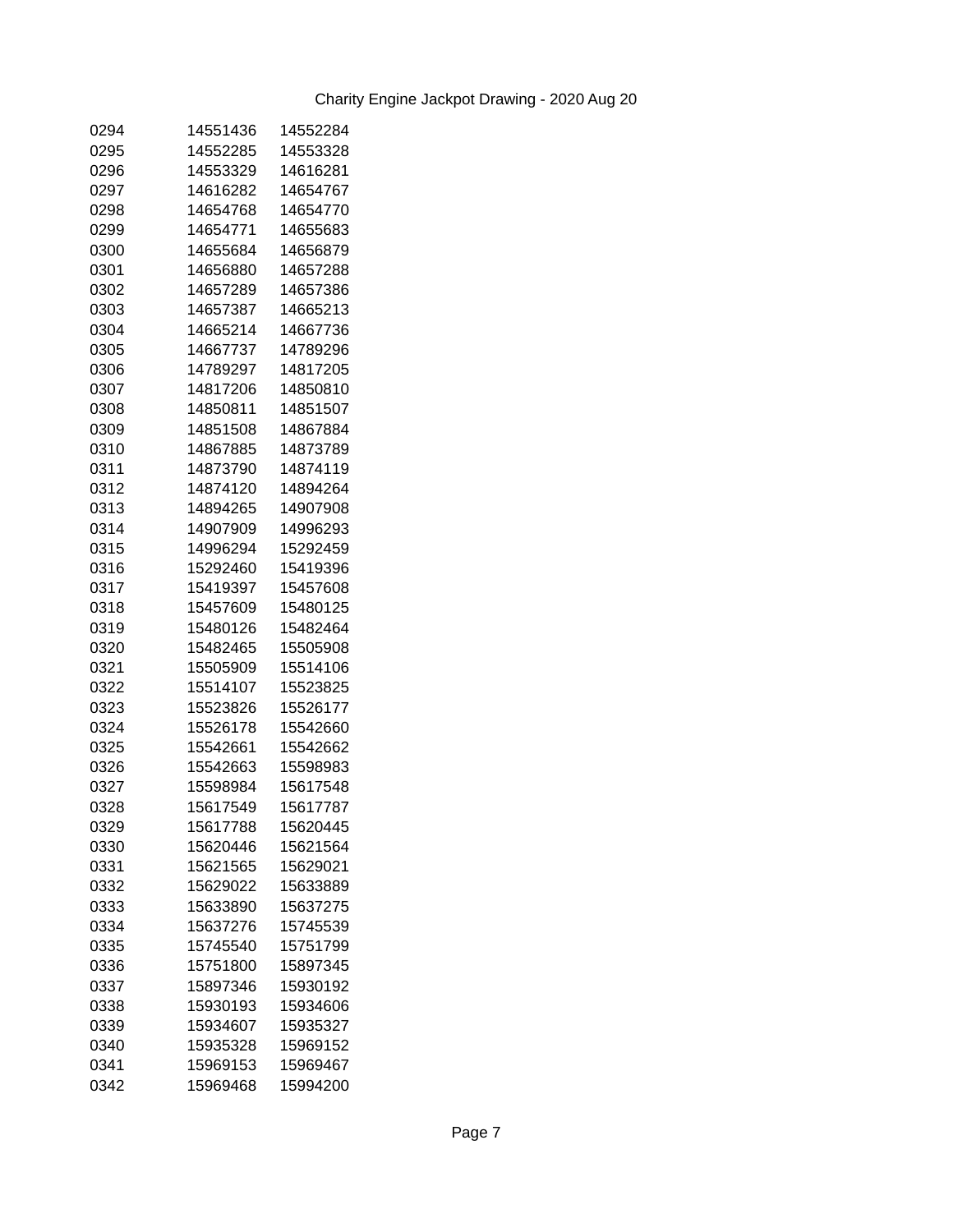Charity Engine Jackpot Drawing - 2020 Aug 20

| | | |
|---|---|---|
| 0294 | 14551436 | 14552284 |
| 0295 | 14552285 | 14553328 |
| 0296 | 14553329 | 14616281 |
| 0297 | 14616282 | 14654767 |
| 0298 | 14654768 | 14654770 |
| 0299 | 14654771 | 14655683 |
| 0300 | 14655684 | 14656879 |
| 0301 | 14656880 | 14657288 |
| 0302 | 14657289 | 14657386 |
| 0303 | 14657387 | 14665213 |
| 0304 | 14665214 | 14667736 |
| 0305 | 14667737 | 14789296 |
| 0306 | 14789297 | 14817205 |
| 0307 | 14817206 | 14850810 |
| 0308 | 14850811 | 14851507 |
| 0309 | 14851508 | 14867884 |
| 0310 | 14867885 | 14873789 |
| 0311 | 14873790 | 14874119 |
| 0312 | 14874120 | 14894264 |
| 0313 | 14894265 | 14907908 |
| 0314 | 14907909 | 14996293 |
| 0315 | 14996294 | 15292459 |
| 0316 | 15292460 | 15419396 |
| 0317 | 15419397 | 15457608 |
| 0318 | 15457609 | 15480125 |
| 0319 | 15480126 | 15482464 |
| 0320 | 15482465 | 15505908 |
| 0321 | 15505909 | 15514106 |
| 0322 | 15514107 | 15523825 |
| 0323 | 15523826 | 15526177 |
| 0324 | 15526178 | 15542660 |
| 0325 | 15542661 | 15542662 |
| 0326 | 15542663 | 15598983 |
| 0327 | 15598984 | 15617548 |
| 0328 | 15617549 | 15617787 |
| 0329 | 15617788 | 15620445 |
| 0330 | 15620446 | 15621564 |
| 0331 | 15621565 | 15629021 |
| 0332 | 15629022 | 15633889 |
| 0333 | 15633890 | 15637275 |
| 0334 | 15637276 | 15745539 |
| 0335 | 15745540 | 15751799 |
| 0336 | 15751800 | 15897345 |
| 0337 | 15897346 | 15930192 |
| 0338 | 15930193 | 15934606 |
| 0339 | 15934607 | 15935327 |
| 0340 | 15935328 | 15969152 |
| 0341 | 15969153 | 15969467 |
| 0342 | 15969468 | 15994200 |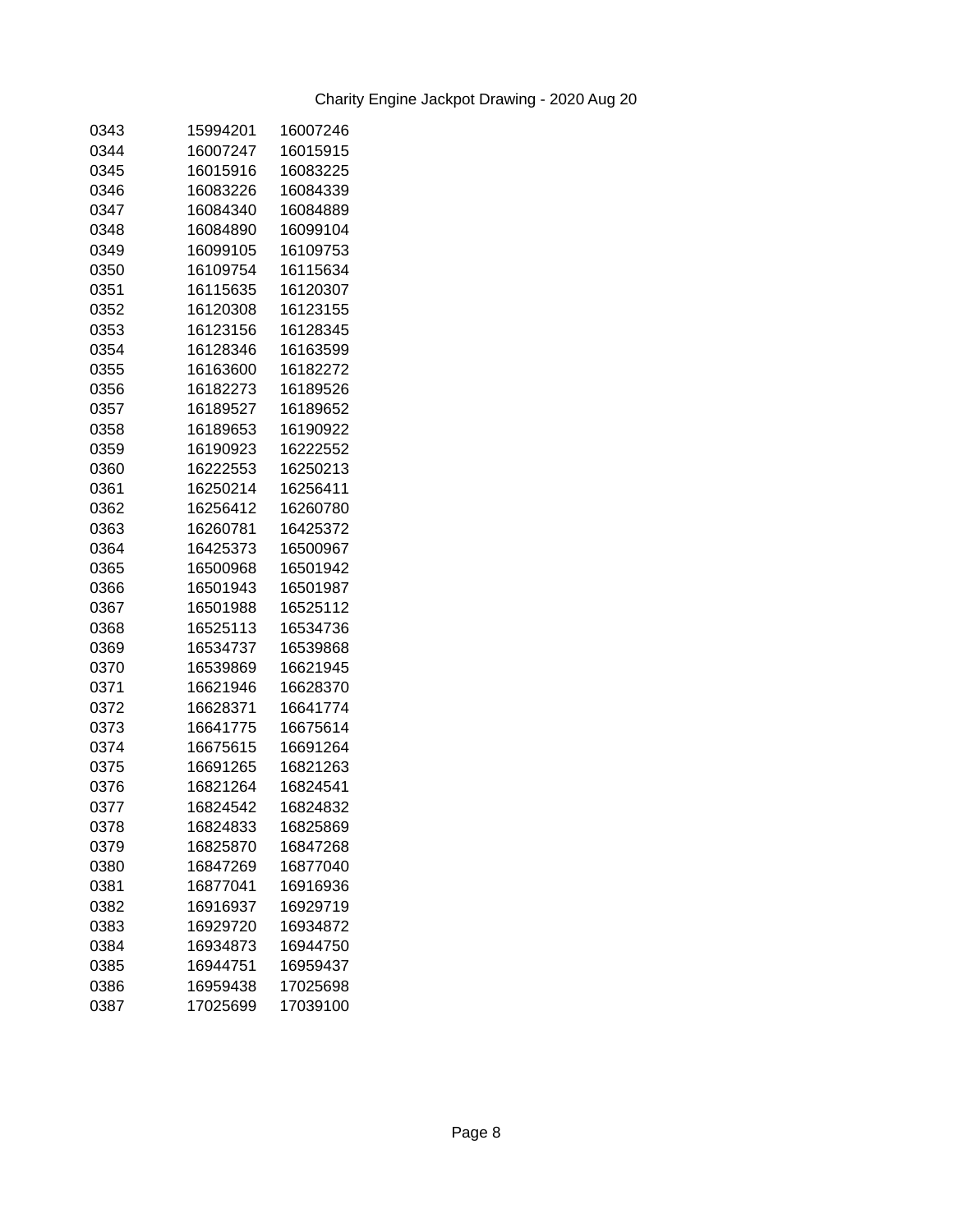Charity Engine Jackpot Drawing - 2020 Aug 20

| | | |
|---|---|---|
| 0343 | 15994201 | 16007246 |
| 0344 | 16007247 | 16015915 |
| 0345 | 16015916 | 16083225 |
| 0346 | 16083226 | 16084339 |
| 0347 | 16084340 | 16084889 |
| 0348 | 16084890 | 16099104 |
| 0349 | 16099105 | 16109753 |
| 0350 | 16109754 | 16115634 |
| 0351 | 16115635 | 16120307 |
| 0352 | 16120308 | 16123155 |
| 0353 | 16123156 | 16128345 |
| 0354 | 16128346 | 16163599 |
| 0355 | 16163600 | 16182272 |
| 0356 | 16182273 | 16189526 |
| 0357 | 16189527 | 16189652 |
| 0358 | 16189653 | 16190922 |
| 0359 | 16190923 | 16222552 |
| 0360 | 16222553 | 16250213 |
| 0361 | 16250214 | 16256411 |
| 0362 | 16256412 | 16260780 |
| 0363 | 16260781 | 16425372 |
| 0364 | 16425373 | 16500967 |
| 0365 | 16500968 | 16501942 |
| 0366 | 16501943 | 16501987 |
| 0367 | 16501988 | 16525112 |
| 0368 | 16525113 | 16534736 |
| 0369 | 16534737 | 16539868 |
| 0370 | 16539869 | 16621945 |
| 0371 | 16621946 | 16628370 |
| 0372 | 16628371 | 16641774 |
| 0373 | 16641775 | 16675614 |
| 0374 | 16675615 | 16691264 |
| 0375 | 16691265 | 16821263 |
| 0376 | 16821264 | 16824541 |
| 0377 | 16824542 | 16824832 |
| 0378 | 16824833 | 16825869 |
| 0379 | 16825870 | 16847268 |
| 0380 | 16847269 | 16877040 |
| 0381 | 16877041 | 16916936 |
| 0382 | 16916937 | 16929719 |
| 0383 | 16929720 | 16934872 |
| 0384 | 16934873 | 16944750 |
| 0385 | 16944751 | 16959437 |
| 0386 | 16959438 | 17025698 |
| 0387 | 17025699 | 17039100 |